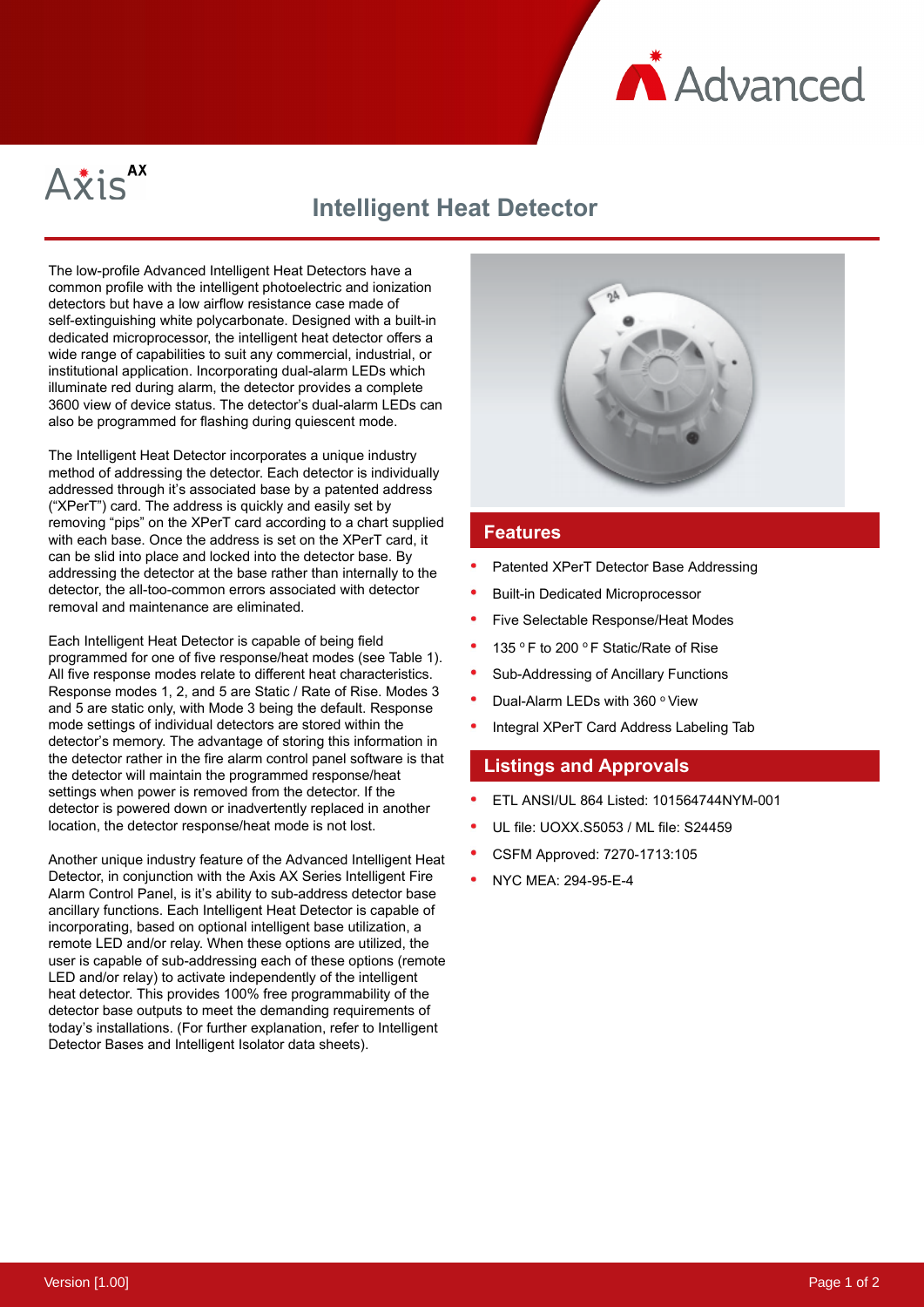Advanced

Axis AX

# Intelligent Heat Detector

The low-profile Advanced Intelligent Heat Detectors have a common profile with the intelligent photoelectric and ionization detectors but have a low airflow resistance case made of self-extinguishing white polycarbonate. Designed with a built-in dedicated microprocessor, the intelligent heat detector offers a wide range of capabilities to suit any commercial, industrial, or institutional application. Incorporating dual-alarm LEDs which illuminate red during alarm, the detector provides a complete 3600 view of device status. The detector's dual-alarm LEDs can also be programmed for flashing during quiescent mode.

The Intelligent Heat Detector incorporates a unique industry method of addressing the detector. Each detector is individually addressed through it's associated base by a patented address ("XPerT") card. The address is quickly and easily set by removing "pips" on the XPerT card according to a chart supplied with each base. Once the address is set on the XPerT card, it can be slid into place and locked into the detector base. By addressing the detector at the base rather than internally to the detector, the all-too-common errors associated with detector removal and maintenance are eliminated.

Each Intelligent Heat Detector is capable of being field programmed for one of five response/heat modes (see Table 1). All five response modes relate to different heat characteristics. Response modes 1, 2, and 5 are Static / Rate of Rise. Modes 3 and 5 are static only, with Mode 3 being the default. Response mode settings of individual detectors are stored within the detector's memory. The advantage of storing this information in the detector rather in the fire alarm control panel software is that the detector will maintain the programmed response/heat settings when power is removed from the detector. If the detector is powered down or inadvertently replaced in another location, the detector response/heat mode is not lost.

Another unique industry feature of the Advanced Intelligent Heat Detector, in conjunction with the Axis AX Series Intelligent Fire Alarm Control Panel, is it's ability to sub-address detector base ancillary functions. Each Intelligent Heat Detector is capable of incorporating, based on optional intelligent base utilization, a remote LED and/or relay. When these options are utilized, the user is capable of sub-addressing each of these options (remote LED and/or relay) to activate independently of the intelligent heat detector. This provides 100% free programmability of the detector base outputs to meet the demanding requirements of today's installations. (For further explanation, refer to Intelligent Detector Bases and Intelligent Isolator data sheets).

## Features

- Patented XPerT Detector Base Addressing
- Built-in Dedicated Microprocessor
- Five Selectable Response/Heat Modes
- 135 °F to 200 °F Static/Rate of Rise
- Sub-Addressing of Ancillary Functions
- Dual-Alarm LEDs with 360 ° View
- Integral XPerT Card Address Labeling Tab

## Listings and Approvals

- ETL ANSI/UL 864 Listed: 101564744NYM-001
- UL file: UOXX.S5053 / ML file: S24459
- CSFM Approved: 7270-1713:105
- NYC MEA: 294-95-E-4

Version [1.00]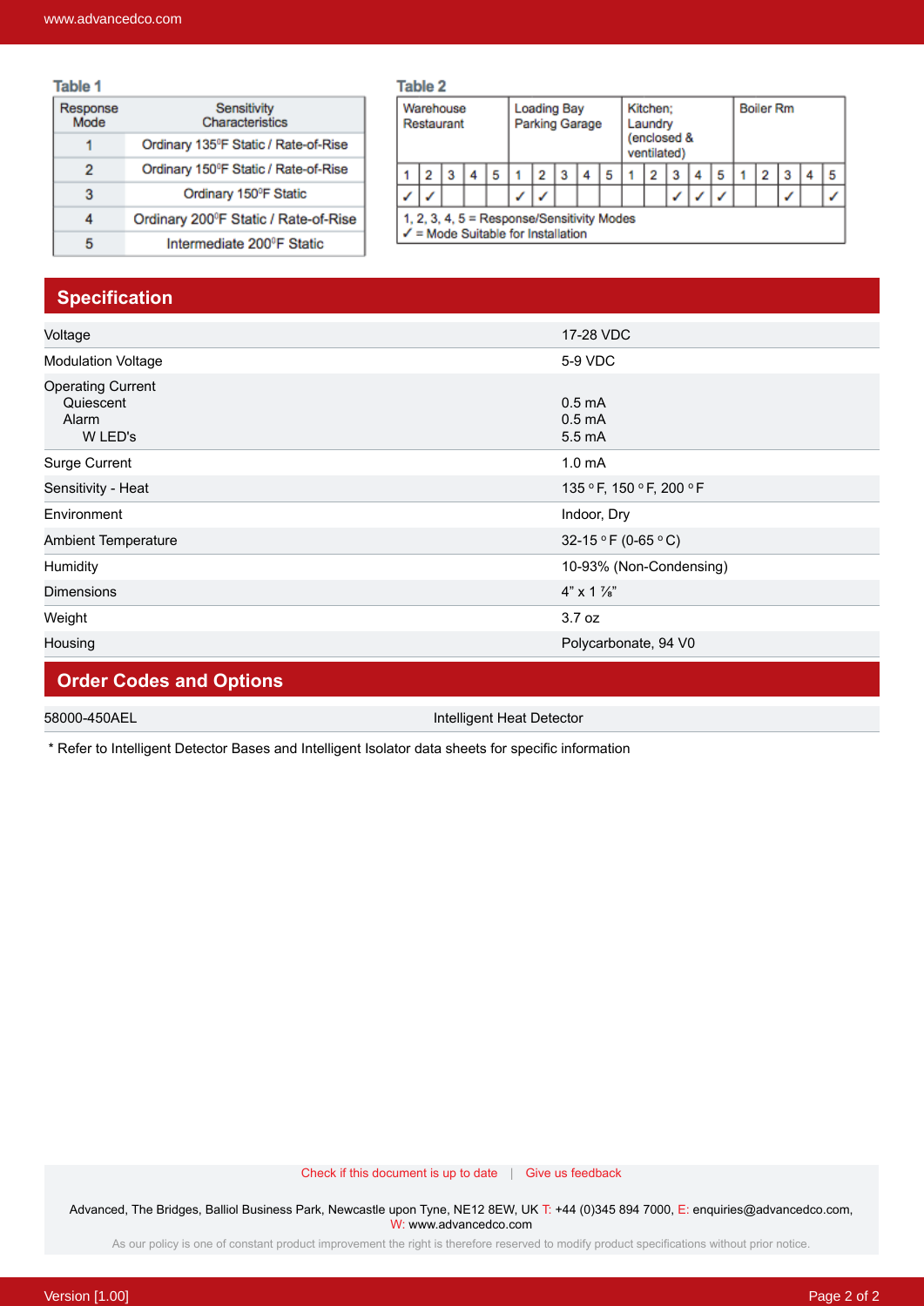**Table 1**

| Response Mode | Sensitivity Characteristics |
| --- | --- |
| 1 | Ordinary 135°F Static / Rate-of-Rise |
| 2 | Ordinary 150°F Static / Rate-of-Rise |
| 3 | Ordinary 150°F Static |
| 4 | Ordinary 200°F Static / Rate-of-Rise |
| 5 | Intermediate 200°F Static |

**Table 2**

| Warehouse Restaurant | | | | | Loading Bay Parking Garage | | | | | Kitchen; Laundry (enclosed & ventilated) | | | | | Boiler Rm | | | | |
| --- | --- | --- | --- | --- | --- | --- | --- | --- | --- | --- | --- | --- | --- | --- | --- | --- | --- | --- | --- |
| 1 | 2 | 3 | 4 | 5 | 1 | 2 | 3 | 4 | 5 | 1 | 2 | 3 | 4 | 5 | 1 | 2 | 3 | 4 | 5 |
| ✓ | ✓ | | | | ✓ | ✓ | | | | | | ✓ | ✓ | ✓ | | | ✓ | | ✓ |

1, 2, 3, 4, 5 = Response/Sensitivity Modes
✓ = Mode Suitable for Installation

## Specification

| | |
| --- | --- |
| Voltage | 17-28 VDC |
| Modulation Voltage | 5-9 VDC |
| Operating Current<br>Quiescent<br>Alarm<br>W LED's | <br>0.5 mA<br>0.5 mA<br>5.5 mA |
| Surge Current | 1.0 mA |
| Sensitivity - Heat | 135 °F, 150 °F, 200 °F |
| Environment | Indoor, Dry |
| Ambient Temperature | 32-15 °F (0-65 °C) |
| Humidity | 10-93% (Non-Condensing) |
| Dimensions | 4" x 1 ⅞" |
| Weight | 3.7 oz |
| Housing | Polycarbonate, 94 V0 |

## Order Codes and Options

| | |
| --- | --- |
| 58000-450AEL | Intelligent Heat Detector |

* Refer to Intelligent Detector Bases and Intelligent Isolator data sheets for specific information